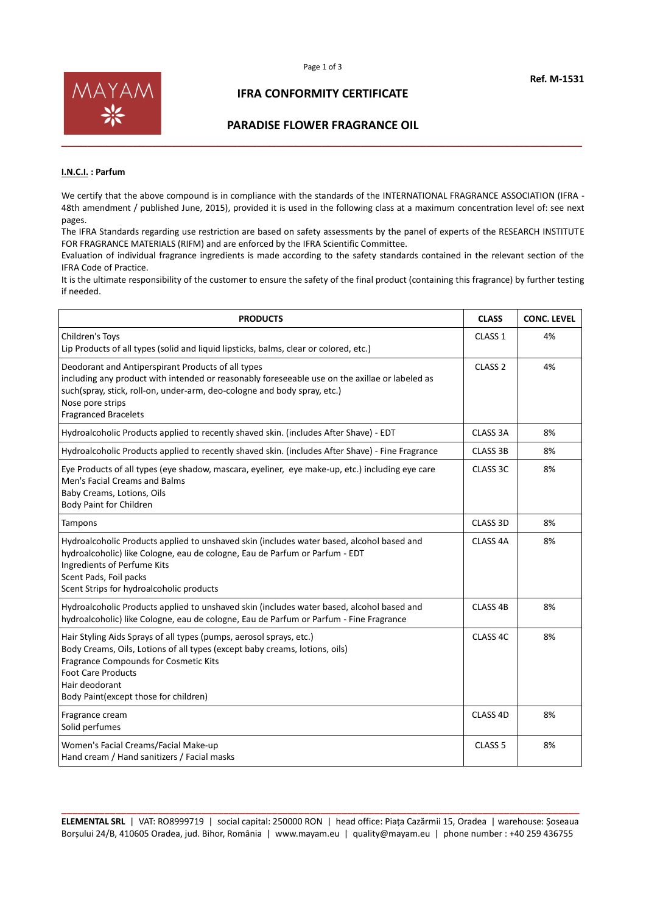**Ref. M-1531**

# IFRA CONFORMITY CERTIFICATE

## PARADISE FLOWER FRAGRANCE OIL

**I.N.C.I. : Parfum**

We certify that the above compound is in compliance with the standards of the INTERNATIONAL FRAGRANCE ASSOCIATION (IFRA - 48th amendment / published June, 2015), provided it is used in the following class at a maximum concentration level of: see next pages.

The IFRA Standards regarding use restriction are based on safety assessments by the panel of experts of the RESEARCH INSTITUTE FOR FRAGRANCE MATERIALS (RIFM) and are enforced by the IFRA Scientific Committee.

Evaluation of individual fragrance ingredients is made according to the safety standards contained in the relevant section of the IFRA Code of Practice.

It is the ultimate responsibility of the customer to ensure the safety of the final product (containing this fragrance) by further testing if needed.

| PRODUCTS | CLASS | CONC. LEVEL |
|---|---|---|
| Children's Toys<br>Lip Products of all types (solid and liquid lipsticks, balms, clear or colored, etc.) | CLASS 1 | 4% |
| Deodorant and Antiperspirant Products of all types<br>including any product with intended or reasonably foreseeable use on the axillae or labeled as such(spray, stick, roll-on, under-arm, deo-cologne and body spray, etc.)<br>Nose pore strips<br>Fragranced Bracelets | CLASS 2 | 4% |
| Hydroalcoholic Products applied to recently shaved skin. (includes After Shave) - EDT | CLASS 3A | 8% |
| Hydroalcoholic Products applied to recently shaved skin. (includes After Shave) - Fine Fragrance | CLASS 3B | 8% |
| Eye Products of all types (eye shadow, mascara, eyeliner, eye make-up, etc.) including eye care<br>Men's Facial Creams and Balms<br>Baby Creams, Lotions, Oils<br>Body Paint for Children | CLASS 3C | 8% |
| Tampons | CLASS 3D | 8% |
| Hydroalcoholic Products applied to unshaved skin (includes water based, alcohol based and hydroalcoholic) like Cologne, eau de cologne, Eau de Parfum or Parfum - EDT<br>Ingredients of Perfume Kits<br>Scent Pads, Foil packs<br>Scent Strips for hydroalcoholic products | CLASS 4A | 8% |
| Hydroalcoholic Products applied to unshaved skin (includes water based, alcohol based and hydroalcoholic) like Cologne, eau de cologne, Eau de Parfum or Parfum - Fine Fragrance | CLASS 4B | 8% |
| Hair Styling Aids Sprays of all types (pumps, aerosol sprays, etc.)<br>Body Creams, Oils, Lotions of all types (except baby creams, lotions, oils)<br>Fragrance Compounds for Cosmetic Kits<br>Foot Care Products<br>Hair deodorant<br>Body Paint(except those for children) | CLASS 4C | 8% |
| Fragrance cream<br>Solid perfumes | CLASS 4D | 8% |
| Women's Facial Creams/Facial Make-up<br>Hand cream / Hand sanitizers / Facial masks | CLASS 5 | 8% |

**ELEMENTAL SRL** | VAT: RO8999719 | social capital: 250000 RON | head office: Piața Cazărmii 15, Oradea | warehouse: Șoseaua Borșului 24/B, 410605 Oradea, jud. Bihor, România | www.mayam.eu | quality@mayam.eu | phone number : +40 259 436755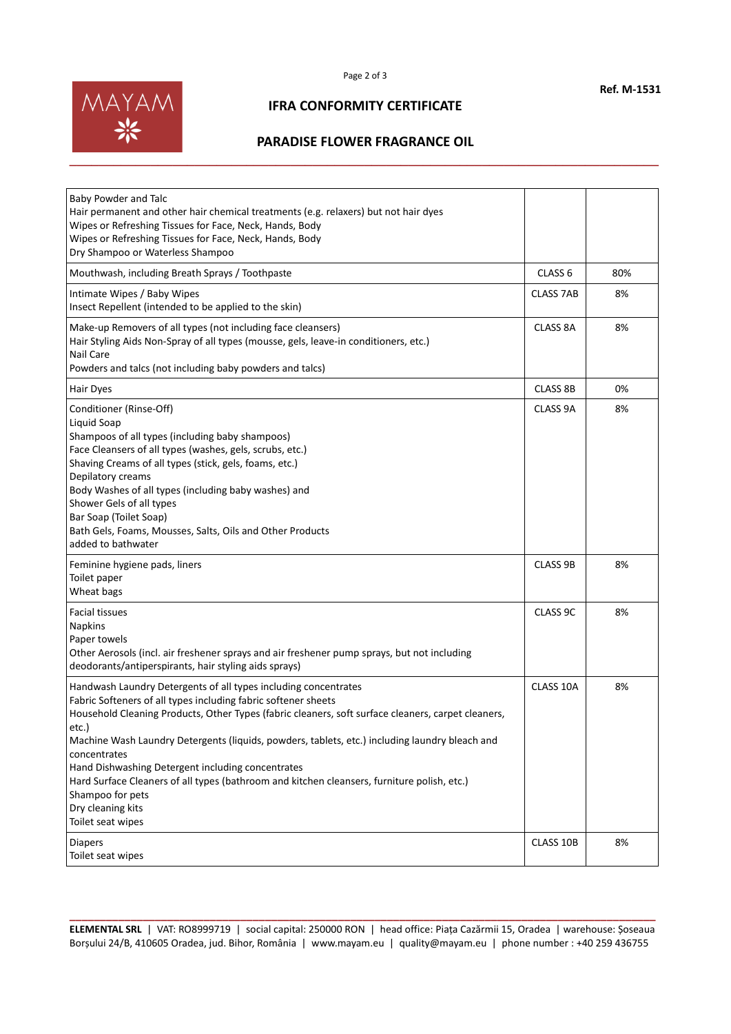# IFRA CONFORMITY CERTIFICATE

## PARADISE FLOWER FRAGRANCE OIL

Ref. M-1531

| | | |
|---|---|---|
| Baby Powder and Talc<br>Hair permanent and other hair chemical treatments (e.g. relaxers) but not hair dyes<br>Wipes or Refreshing Tissues for Face, Neck, Hands, Body<br>Wipes or Refreshing Tissues for Face, Neck, Hands, Body<br>Dry Shampoo or Waterless Shampoo | | |
| Mouthwash, including Breath Sprays / Toothpaste | CLASS 6 | 80% |
| Intimate Wipes / Baby Wipes<br>Insect Repellent (intended to be applied to the skin) | CLASS 7AB | 8% |
| Make-up Removers of all types (not including face cleansers)<br>Hair Styling Aids Non-Spray of all types (mousse, gels, leave-in conditioners, etc.)<br>Nail Care<br>Powders and talcs (not including baby powders and talcs) | CLASS 8A | 8% |
| Hair Dyes | CLASS 8B | 0% |
| Conditioner (Rinse-Off)<br>Liquid Soap<br>Shampoos of all types (including baby shampoos)<br>Face Cleansers of all types (washes, gels, scrubs, etc.)<br>Shaving Creams of all types (stick, gels, foams, etc.)<br>Depilatory creams<br>Body Washes of all types (including baby washes) and<br>Shower Gels of all types<br>Bar Soap (Toilet Soap)<br>Bath Gels, Foams, Mousses, Salts, Oils and Other Products<br>added to bathwater | CLASS 9A | 8% |
| Feminine hygiene pads, liners<br>Toilet paper<br>Wheat bags | CLASS 9B | 8% |
| Facial tissues<br>Napkins<br>Paper towels<br>Other Aerosols (incl. air freshener sprays and air freshener pump sprays, but not including deodorants/antiperspirants, hair styling aids sprays) | CLASS 9C | 8% |
| Handwash Laundry Detergents of all types including concentrates<br>Fabric Softeners of all types including fabric softener sheets<br>Household Cleaning Products, Other Types (fabric cleaners, soft surface cleaners, carpet cleaners, etc.)<br>Machine Wash Laundry Detergents (liquids, powders, tablets, etc.) including laundry bleach and concentrates<br>Hand Dishwashing Detergent including concentrates<br>Hard Surface Cleaners of all types (bathroom and kitchen cleansers, furniture polish, etc.)<br>Shampoo for pets<br>Dry cleaning kits<br>Toilet seat wipes | CLASS 10A | 8% |
| Diapers<br>Toilet seat wipes | CLASS 10B | 8% |

**ELEMENTAL SRL** | VAT: RO8999719 | social capital: 250000 RON | head office: Piața Cazărmii 15, Oradea | warehouse: Șoseaua Borșului 24/B, 410605 Oradea, jud. Bihor, România | www.mayam.eu | quality@mayam.eu | phone number : +40 259 436755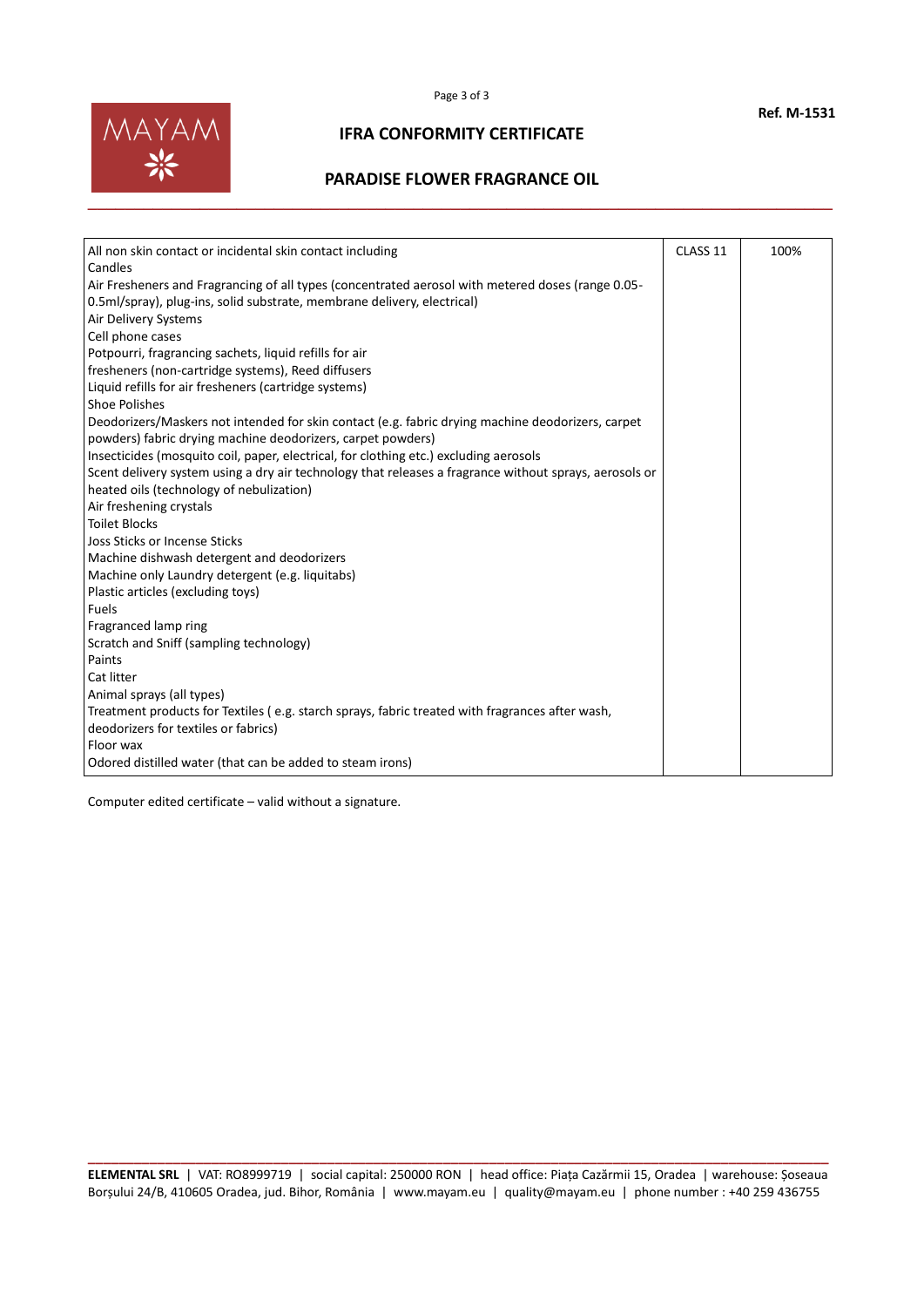| | | |
|---|---|---|
| All non skin contact or incidental skin contact including<br>Candles<br>Air Fresheners and Fragrancing of all types (concentrated aerosol with metered doses (range 0.05-0.5ml/spray), plug-ins, solid substrate, membrane delivery, electrical)<br>Air Delivery Systems<br>Cell phone cases<br>Potpourri, fragrancing sachets, liquid refills for air fresheners (non-cartridge systems), Reed diffusers<br>Liquid refills for air fresheners (cartridge systems)<br>Shoe Polishes<br>Deodorizers/Maskers not intended for skin contact (e.g. fabric drying machine deodorizers, carpet powders) fabric drying machine deodorizers, carpet powders)<br>Insecticides (mosquito coil, paper, electrical, for clothing etc.) excluding aerosols<br>Scent delivery system using a dry air technology that releases a fragrance without sprays, aerosols or heated oils (technology of nebulization)<br>Air freshening crystals<br>Toilet Blocks<br>Joss Sticks or Incense Sticks<br>Machine dishwash detergent and deodorizers<br>Machine only Laundry detergent (e.g. liquitabs)<br>Plastic articles (excluding toys)<br>Fuels<br>Fragranced lamp ring<br>Scratch and Sniff (sampling technology)<br>Paints<br>Cat litter<br>Animal sprays (all types)<br>Treatment products for Textiles ( e.g. starch sprays, fabric treated with fragrances after wash, deodorizers for textiles or fabrics)<br>Floor wax<br>Odored distilled water (that can be added to steam irons) | CLASS 11 | 100% |

Computer edited certificate – valid without a signature.